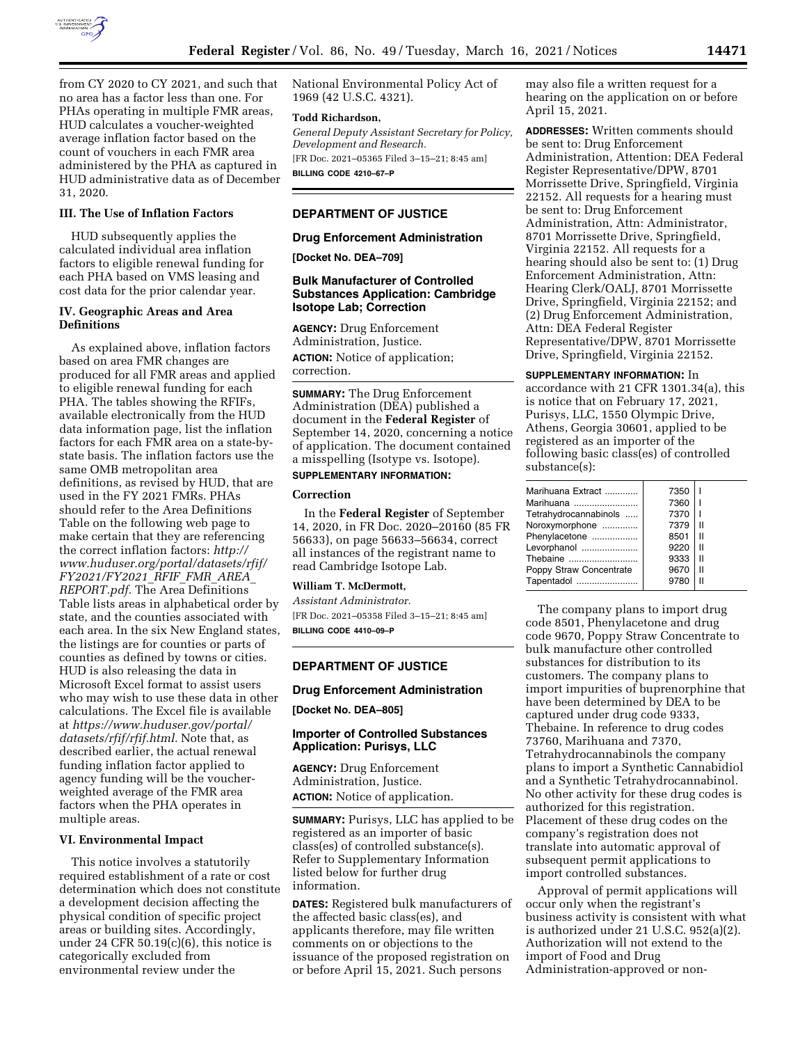from CY 2020 to CY 2021, and such that no area has a factor less than one. For PHAs operating in multiple FMR areas, HUD calculates a voucher-weighted average inflation factor based on the count of vouchers in each FMR area administered by the PHA as captured in HUD administrative data as of December 31, 2020.

### III. The Use of Inflation Factors

HUD subsequently applies the calculated individual area inflation factors to eligible renewal funding for each PHA based on VMS leasing and cost data for the prior calendar year.

### IV. Geographic Areas and Area Definitions

As explained above, inflation factors based on area FMR changes are produced for all FMR areas and applied to eligible renewal funding for each PHA. The tables showing the RFIFs, available electronically from the HUD data information page, list the inflation factors for each FMR area on a state-by-state basis. The inflation factors use the same OMB metropolitan area definitions, as revised by HUD, that are used in the FY 2021 FMRs. PHAs should refer to the Area Definitions Table on the following web page to make certain that they are referencing the correct inflation factors: *http://www.huduser.org/portal/datasets/rfif/FY2021/FY2021_RFIF_FMR_AREA_REPORT.pdf.* The Area Definitions Table lists areas in alphabetical order by state, and the counties associated with each area. In the six New England states, the listings are for counties or parts of counties as defined by towns or cities. HUD is also releasing the data in Microsoft Excel format to assist users who may wish to use these data in other calculations. The Excel file is available at *https://www.huduser.gov/portal/datasets/rfif/rfif.html.* Note that, as described earlier, the actual renewal funding inflation factor applied to agency funding will be the voucher-weighted average of the FMR area factors when the PHA operates in multiple areas.

### VI. Environmental Impact

This notice involves a statutorily required establishment of a rate or cost determination which does not constitute a development decision affecting the physical condition of specific project areas or building sites. Accordingly, under 24 CFR 50.19(c)(6), this notice is categorically excluded from environmental review under the National Environmental Policy Act of 1969 (42 U.S.C. 4321).

**Todd Richardson,**

*General Deputy Assistant Secretary for Policy, Development and Research.*

[FR Doc. 2021–05365 Filed 3–15–21; 8:45 am]

**BILLING CODE 4210–67–P**

---

## DEPARTMENT OF JUSTICE

### Drug Enforcement Administration

**[Docket No. DEA–709]**

### Bulk Manufacturer of Controlled Substances Application: Cambridge Isotope Lab; Correction

**AGENCY:** Drug Enforcement Administration, Justice.

**ACTION:** Notice of application; correction.

**SUMMARY:** The Drug Enforcement Administration (DEA) published a document in the **Federal Register** of September 14, 2020, concerning a notice of application. The document contained a misspelling (Isotype vs. Isotope).

**SUPPLEMENTARY INFORMATION:**

#### Correction

In the **Federal Register** of September 14, 2020, in FR Doc. 2020–20160 (85 FR 56633), on page 56633–56634, correct all instances of the registrant name to read Cambridge Isotope Lab.

**William T. McDermott,**

*Assistant Administrator.*

[FR Doc. 2021–05358 Filed 3–15–21; 8:45 am]

**BILLING CODE 4410–09–P**

---

## DEPARTMENT OF JUSTICE

### Drug Enforcement Administration

**[Docket No. DEA–805]**

### Importer of Controlled Substances Application: Purisys, LLC

**AGENCY:** Drug Enforcement Administration, Justice.

**ACTION:** Notice of application.

**SUMMARY:** Purisys, LLC has applied to be registered as an importer of basic class(es) of controlled substance(s). Refer to Supplementary Information listed below for further drug information.

**DATES:** Registered bulk manufacturers of the affected basic class(es), and applicants therefore, may file written comments on or objections to the issuance of the proposed registration on or before April 15, 2021. Such persons may also file a written request for a hearing on the application on or before April 15, 2021.

**ADDRESSES:** Written comments should be sent to: Drug Enforcement Administration, Attention: DEA Federal Register Representative/DPW, 8701 Morrissette Drive, Springfield, Virginia 22152. All requests for a hearing must be sent to: Drug Enforcement Administration, Attn: Administrator, 8701 Morrissette Drive, Springfield, Virginia 22152. All requests for a hearing should also be sent to: (1) Drug Enforcement Administration, Attn: Hearing Clerk/OALJ, 8701 Morrissette Drive, Springfield, Virginia 22152; and (2) Drug Enforcement Administration, Attn: DEA Federal Register Representative/DPW, 8701 Morrissette Drive, Springfield, Virginia 22152.

**SUPPLEMENTARY INFORMATION:** In accordance with 21 CFR 1301.34(a), this is notice that on February 17, 2021, Purisys, LLC, 1550 Olympic Drive, Athens, Georgia 30601, applied to be registered as an importer of the following basic class(es) of controlled substance(s):

| | | |
|---|---|---|
| Marihuana Extract | 7350 | I |
| Marihuana | 7360 | I |
| Tetrahydrocannabinols | 7370 | I |
| Noroxymorphone | 7379 | II |
| Phenylacetone | 8501 | II |
| Levorphanol | 9220 | II |
| Thebaine | 9333 | II |
| Poppy Straw Concentrate | 9670 | II |
| Tapentadol | 9780 | II |

The company plans to import drug code 8501, Phenylacetone and drug code 9670, Poppy Straw Concentrate to bulk manufacture other controlled substances for distribution to its customers. The company plans to import impurities of buprenorphine that have been determined by DEA to be captured under drug code 9333, Thebaine. In reference to drug codes 73760, Marihuana and 7370, Tetrahydrocannabinols the company plans to import a Synthetic Cannabidiol and a Synthetic Tetrahydrocannabinol. No other activity for these drug codes is authorized for this registration. Placement of these drug codes on the company's registration does not translate into automatic approval of subsequent permit applications to import controlled substances.

Approval of permit applications will occur only when the registrant's business activity is consistent with what is authorized under 21 U.S.C. 952(a)(2). Authorization will not extend to the import of Food and Drug Administration-approved or non-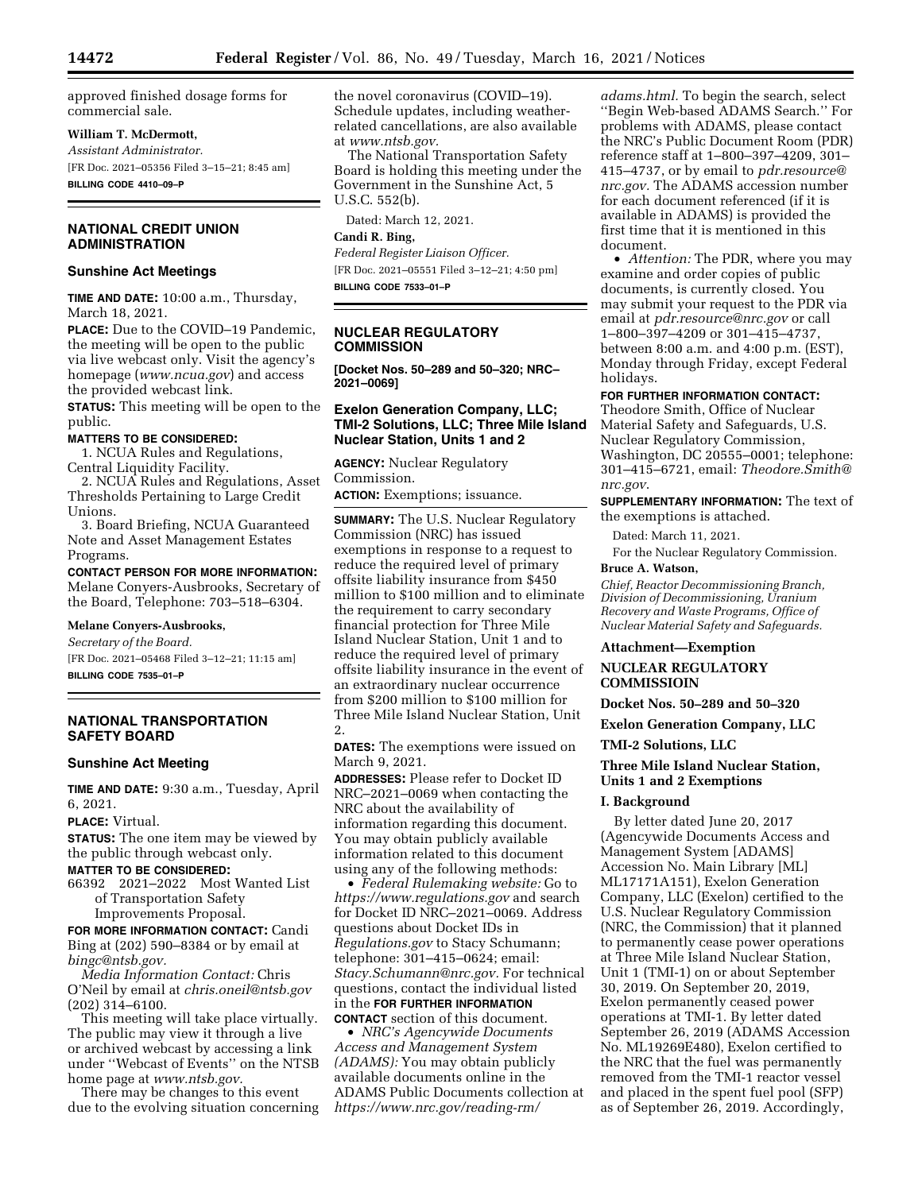approved finished dosage forms for commercial sale.

**William T. McDermott,**

*Assistant Administrator.*

[FR Doc. 2021–05356 Filed 3–15–21; 8:45 am]

**BILLING CODE 4410–09–P**

## NATIONAL CREDIT UNION ADMINISTRATION

### Sunshine Act Meetings

**TIME AND DATE:** 10:00 a.m., Thursday, March 18, 2021.

**PLACE:** Due to the COVID–19 Pandemic, the meeting will be open to the public via live webcast only. Visit the agency's homepage (*www.ncua.gov*) and access the provided webcast link.

**STATUS:** This meeting will be open to the public.

**MATTERS TO BE CONSIDERED:**

1. NCUA Rules and Regulations, Central Liquidity Facility.
2. NCUA Rules and Regulations, Asset Thresholds Pertaining to Large Credit Unions.
3. Board Briefing, NCUA Guaranteed Note and Asset Management Estates Programs.

**CONTACT PERSON FOR MORE INFORMATION:** Melane Conyers-Ausbrooks, Secretary of the Board, Telephone: 703–518–6304.

**Melane Conyers-Ausbrooks,**

*Secretary of the Board.*

[FR Doc. 2021–05468 Filed 3–12–21; 11:15 am]

**BILLING CODE 7535–01–P**

## NATIONAL TRANSPORTATION SAFETY BOARD

### Sunshine Act Meeting

**TIME AND DATE:** 9:30 a.m., Tuesday, April 6, 2021.

**PLACE:** Virtual.

**STATUS:** The one item may be viewed by the public through webcast only.

**MATTER TO BE CONSIDERED:**

66392 2021–2022 Most Wanted List of Transportation Safety Improvements Proposal.

**FOR MORE INFORMATION CONTACT:** Candi Bing at (202) 590–8384 or by email at *bingc@ntsb.gov.*

*Media Information Contact:* Chris O'Neil by email at *chris.oneil@ntsb.gov* (202) 314–6100.

This meeting will take place virtually. The public may view it through a live or archived webcast by accessing a link under ''Webcast of Events'' on the NTSB home page at *www.ntsb.gov.*

There may be changes to this event due to the evolving situation concerning the novel coronavirus (COVID–19). Schedule updates, including weather-related cancellations, are also available at *www.ntsb.gov.*

The National Transportation Safety Board is holding this meeting under the Government in the Sunshine Act, 5 U.S.C. 552(b).

Dated: March 12, 2021.

**Candi R. Bing,**

*Federal Register Liaison Officer.*

[FR Doc. 2021–05551 Filed 3–12–21; 4:50 pm]

**BILLING CODE 7533–01–P**

## NUCLEAR REGULATORY COMMISSION

**[Docket Nos. 50–289 and 50–320; NRC–2021–0069]**

### Exelon Generation Company, LLC; TMI-2 Solutions, LLC; Three Mile Island Nuclear Station, Units 1 and 2

**AGENCY:** Nuclear Regulatory Commission.

**ACTION:** Exemptions; issuance.

**SUMMARY:** The U.S. Nuclear Regulatory Commission (NRC) has issued exemptions in response to a request to reduce the required level of primary offsite liability insurance from $450 million to $100 million and to eliminate the requirement to carry secondary financial protection for Three Mile Island Nuclear Station, Unit 1 and to reduce the required level of primary offsite liability insurance in the event of an extraordinary nuclear occurrence from $200 million to $100 million for Three Mile Island Nuclear Station, Unit 2.

**DATES:** The exemptions were issued on March 9, 2021.

**ADDRESSES:** Please refer to Docket ID NRC–2021–0069 when contacting the NRC about the availability of information regarding this document. You may obtain publicly available information related to this document using any of the following methods:

- *Federal Rulemaking website:* Go to *https://www.regulations.gov* and search for Docket ID NRC–2021–0069. Address questions about Docket IDs in *Regulations.gov* to Stacy Schumann; telephone: 301–415–0624; email: *Stacy.Schumann@nrc.gov.* For technical questions, contact the individual listed in the **FOR FURTHER INFORMATION CONTACT** section of this document.
- *NRC's Agencywide Documents Access and Management System (ADAMS):* You may obtain publicly available documents online in the ADAMS Public Documents collection at *https://www.nrc.gov/reading-rm/adams.html.* To begin the search, select ''Begin Web-based ADAMS Search.'' For problems with ADAMS, please contact the NRC's Public Document Room (PDR) reference staff at 1–800–397–4209, 301–415–4737, or by email to *pdr.resource@nrc.gov.* The ADAMS accession number for each document referenced (if it is available in ADAMS) is provided the first time that it is mentioned in this document.
- *Attention:* The PDR, where you may examine and order copies of public documents, is currently closed. You may submit your request to the PDR via email at *pdr.resource@nrc.gov* or call 1–800–397–4209 or 301–415–4737, between 8:00 a.m. and 4:00 p.m. (EST), Monday through Friday, except Federal holidays.

**FOR FURTHER INFORMATION CONTACT:** Theodore Smith, Office of Nuclear Material Safety and Safeguards, U.S. Nuclear Regulatory Commission, Washington, DC 20555–0001; telephone: 301–415–6721, email: *Theodore.Smith@nrc.gov.*

**SUPPLEMENTARY INFORMATION:** The text of the exemptions is attached.

Dated: March 11, 2021.

For the Nuclear Regulatory Commission.

**Bruce A. Watson,**

*Chief, Reactor Decommissioning Branch, Division of Decommissioning, Uranium Recovery and Waste Programs, Office of Nuclear Material Safety and Safeguards.*

**Attachment—Exemption**

**NUCLEAR REGULATORY COMMISSIOIN**

**Docket Nos. 50–289 and 50–320**

**Exelon Generation Company, LLC**

**TMI-2 Solutions, LLC**

**Three Mile Island Nuclear Station, Units 1 and 2 Exemptions**

**I. Background**

By letter dated June 20, 2017 (Agencywide Documents Access and Management System [ADAMS] Accession No. Main Library [ML] ML17171A151), Exelon Generation Company, LLC (Exelon) certified to the U.S. Nuclear Regulatory Commission (NRC, the Commission) that it planned to permanently cease power operations at Three Mile Island Nuclear Station, Unit 1 (TMI-1) on or about September 30, 2019. On September 20, 2019, Exelon permanently ceased power operations at TMI-1. By letter dated September 26, 2019 (ADAMS Accession No. ML19269E480), Exelon certified to the NRC that the fuel was permanently removed from the TMI-1 reactor vessel and placed in the spent fuel pool (SFP) as of September 26, 2019. Accordingly,